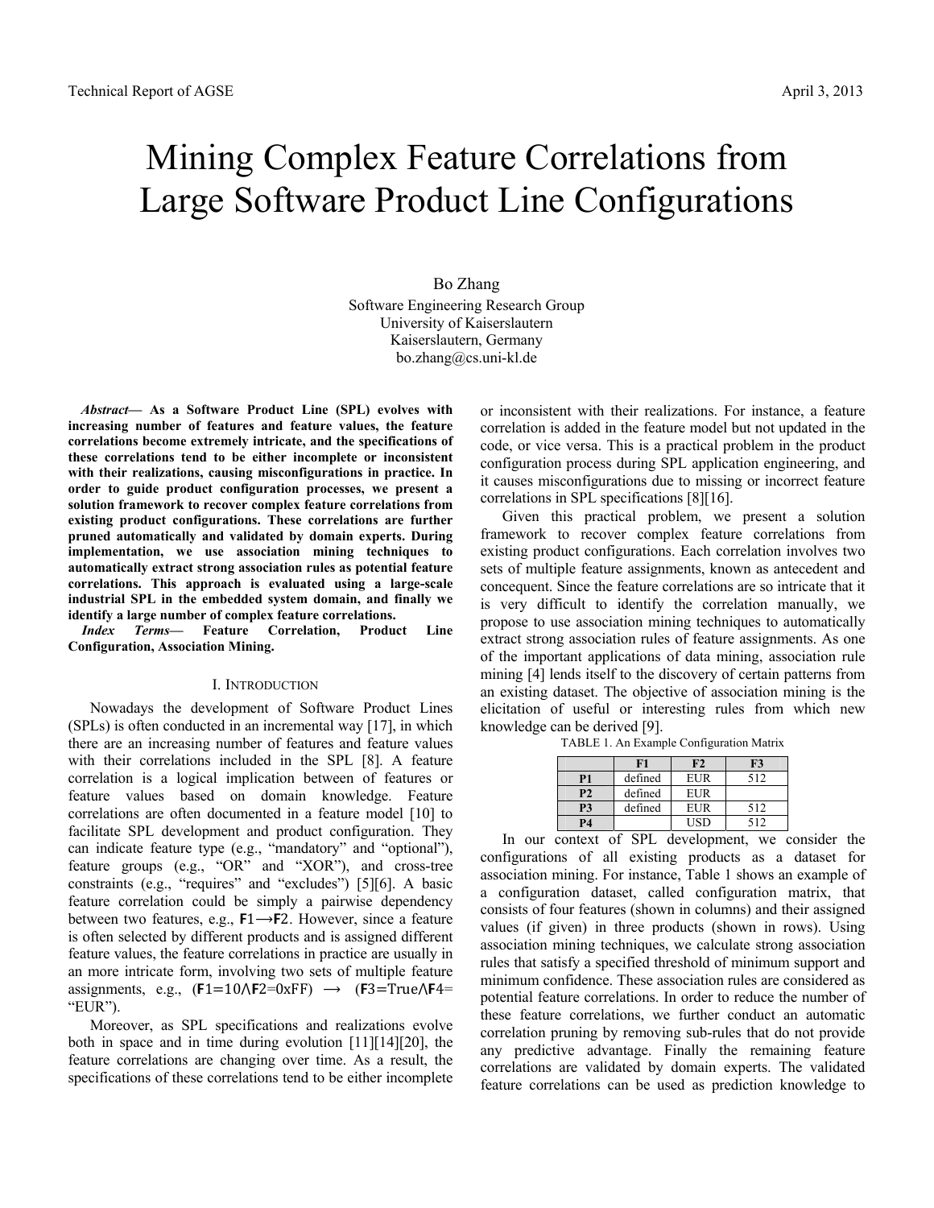# Mining Complex Feature Correlations from Large Software Product Line Configurations

Bo Zhang

Software Engineering Research Group
University of Kaiserslautern
Kaiserslautern, Germany
bo.zhang@cs.uni-kl.de

***Abstract*— As a Software Product Line (SPL) evolves with increasing number of features and feature values, the feature correlations become extremely intricate, and the specifications of these correlations tend to be either incomplete or inconsistent with their realizations, causing misconfigurations in practice. In order to guide product configuration processes, we present a solution framework to recover complex feature correlations from existing product configurations. These correlations are further pruned automatically and validated by domain experts. During implementation, we use association mining techniques to automatically extract strong association rules as potential feature correlations. This approach is evaluated using a large-scale industrial SPL in the embedded system domain, and finally we identify a large number of complex feature correlations.**

***Index Terms*— Feature Correlation, Product Line Configuration, Association Mining.**

## I. Introduction

Nowadays the development of Software Product Lines (SPLs) is often conducted in an incremental way [17], in which there are an increasing number of features and feature values with their correlations included in the SPL [8]. A feature correlation is a logical implication between of features or feature values based on domain knowledge. Feature correlations are often documented in a feature model [10] to facilitate SPL development and product configuration. They can indicate feature type (e.g., "mandatory" and "optional"), feature groups (e.g., "OR" and "XOR"), and cross-tree constraints (e.g., "requires" and "excludes") [5][6]. A basic feature correlation could be simply a pairwise dependency between two features, e.g., F1⟶F2. However, since a feature is often selected by different products and is assigned different feature values, the feature correlations in practice are usually in an more intricate form, involving two sets of multiple feature assignments, e.g., (F1=10∧F2=0xFF) ⟶ (F3=True∧F4= "EUR").

Moreover, as SPL specifications and realizations evolve both in space and in time during evolution [11][14][20], the feature correlations are changing over time. As a result, the specifications of these correlations tend to be either incomplete or inconsistent with their realizations. For instance, a feature correlation is added in the feature model but not updated in the code, or vice versa. This is a practical problem in the product configuration process during SPL application engineering, and it causes misconfigurations due to missing or incorrect feature correlations in SPL specifications [8][16].

Given this practical problem, we present a solution framework to recover complex feature correlations from existing product configurations. Each correlation involves two sets of multiple feature assignments, known as antecedent and concequent. Since the feature correlations are so intricate that it is very difficult to identify the correlation manually, we propose to use association mining techniques to automatically extract strong association rules of feature assignments. As one of the important applications of data mining, association rule mining [4] lends itself to the discovery of certain patterns from an existing dataset. The objective of association mining is the elicitation of useful or interesting rules from which new knowledge can be derived [9].

TABLE 1. An Example Configuration Matrix

| | F1 | F2 | F3 |
|---|---|---|---|
| P1 | defined | EUR | 512 |
| P2 | defined | EUR | |
| P3 | defined | EUR | 512 |
| P4 | | USD | 512 |

In our context of SPL development, we consider the configurations of all existing products as a dataset for association mining. For instance, Table 1 shows an example of a configuration dataset, called configuration matrix, that consists of four features (shown in columns) and their assigned values (if given) in three products (shown in rows). Using association mining techniques, we calculate strong association rules that satisfy a specified threshold of minimum support and minimum confidence. These association rules are considered as potential feature correlations. In order to reduce the number of these feature correlations, we further conduct an automatic correlation pruning by removing sub-rules that do not provide any predictive advantage. Finally the remaining feature correlations are validated by domain experts. The validated feature correlations can be used as prediction knowledge to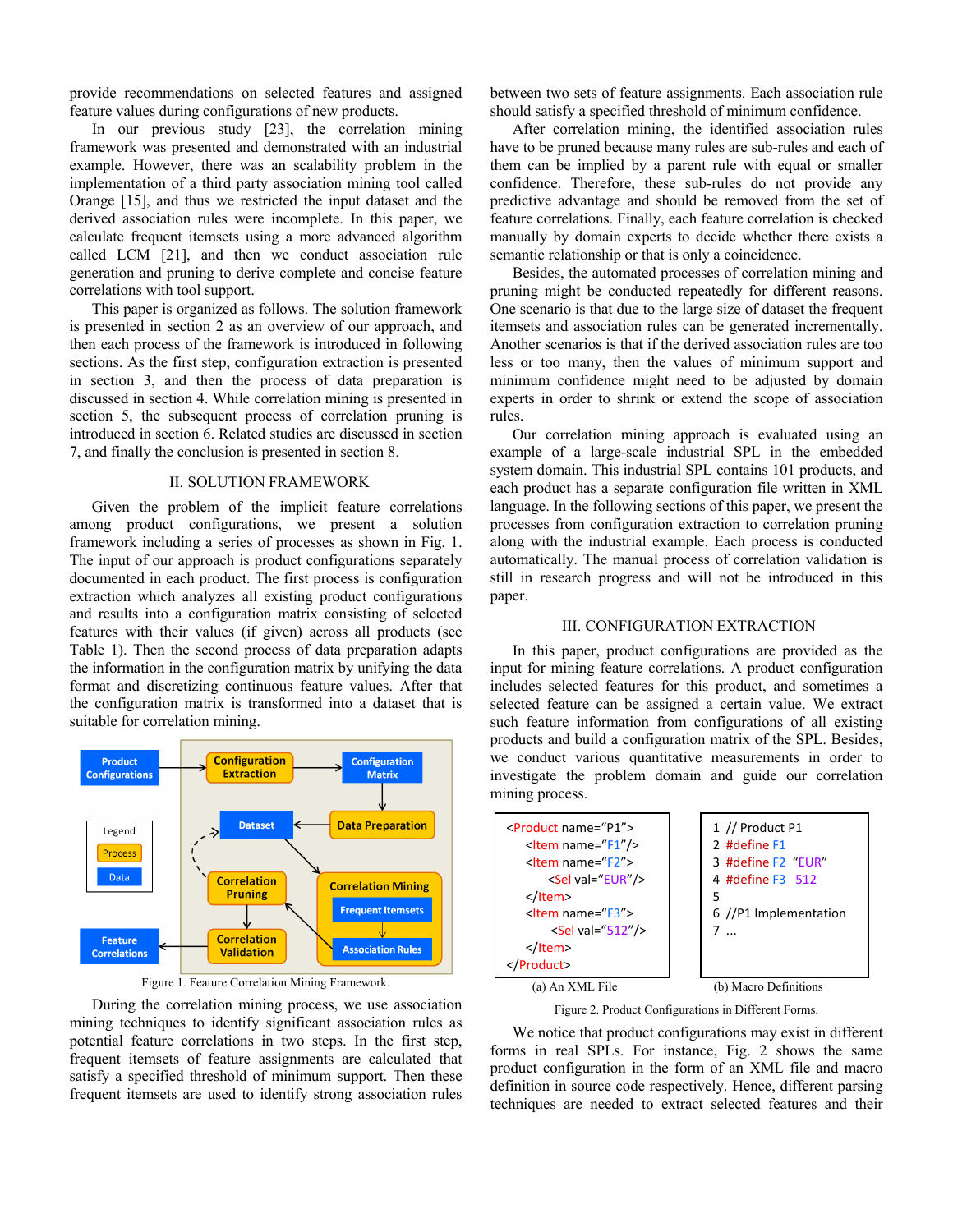provide recommendations on selected features and assigned feature values during configurations of new products.

In our previous study [23], the correlation mining framework was presented and demonstrated with an industrial example. However, there was an scalability problem in the implementation of a third party association mining tool called Orange [15], and thus we restricted the input dataset and the derived association rules were incomplete. In this paper, we calculate frequent itemsets using a more advanced algorithm called LCM [21], and then we conduct association rule generation and pruning to derive complete and concise feature correlations with tool support.

This paper is organized as follows. The solution framework is presented in section 2 as an overview of our approach, and then each process of the framework is introduced in following sections. As the first step, configuration extraction is presented in section 3, and then the process of data preparation is discussed in section 4. While correlation mining is presented in section 5, the subsequent process of correlation pruning is introduced in section 6. Related studies are discussed in section 7, and finally the conclusion is presented in section 8.

## II. SOLUTION FRAMEWORK

Given the problem of the implicit feature correlations among product configurations, we present a solution framework including a series of processes as shown in Fig. 1. The input of our approach is product configurations separately documented in each product. The first process is configuration extraction which analyzes all existing product configurations and results into a configuration matrix consisting of selected features with their values (if given) across all products (see Table 1). Then the second process of data preparation adapts the information in the configuration matrix by unifying the data format and discretizing continuous feature values. After that the configuration matrix is transformed into a dataset that is suitable for correlation mining.

Figure 1. Feature Correlation Mining Framework.

During the correlation mining process, we use association mining techniques to identify significant association rules as potential feature correlations in two steps. In the first step, frequent itemsets of feature assignments are calculated that satisfy a specified threshold of minimum support. Then these frequent itemsets are used to identify strong association rules between two sets of feature assignments. Each association rule should satisfy a specified threshold of minimum confidence.

After correlation mining, the identified association rules have to be pruned because many rules are sub-rules and each of them can be implied by a parent rule with equal or smaller confidence. Therefore, these sub-rules do not provide any predictive advantage and should be removed from the set of feature correlations. Finally, each feature correlation is checked manually by domain experts to decide whether there exists a semantic relationship or that is only a coincidence.

Besides, the automated processes of correlation mining and pruning might be conducted repeatedly for different reasons. One scenario is that due to the large size of dataset the frequent itemsets and association rules can be generated incrementally. Another scenarios is that if the derived association rules are too less or too many, then the values of minimum support and minimum confidence might need to be adjusted by domain experts in order to shrink or extend the scope of association rules.

Our correlation mining approach is evaluated using an example of a large-scale industrial SPL in the embedded system domain. This industrial SPL contains 101 products, and each product has a separate configuration file written in XML language. In the following sections of this paper, we present the processes from configuration extraction to correlation pruning along with the industrial example. Each process is conducted automatically. The manual process of correlation validation is still in research progress and will not be introduced in this paper.

## III. CONFIGURATION EXTRACTION

In this paper, product configurations are provided as the input for mining feature correlations. A product configuration includes selected features for this product, and sometimes a selected feature can be assigned a certain value. We extract such feature information from configurations of all existing products and build a configuration matrix of the SPL. Besides, we conduct various quantitative measurements in order to investigate the problem domain and guide our correlation mining process.

```
<Product name="P1">
    <Item name="F1"/>
    <Item name="F2">
        <Sel val="EUR"/>
    </Item>
    <Item name="F3">
        <Sel val="512"/>
    </Item>
</Product>
```

(a) An XML File

```
1  // Product P1
2  #define F1
3  #define F2  "EUR"
4  #define F3  512
5
6  //P1 Implementation
7  ...
```

(b) Macro Definitions

Figure 2. Product Configurations in Different Forms.

We notice that product configurations may exist in different forms in real SPLs. For instance, Fig. 2 shows the same product configuration in the form of an XML file and macro definition in source code respectively. Hence, different parsing techniques are needed to extract selected features and their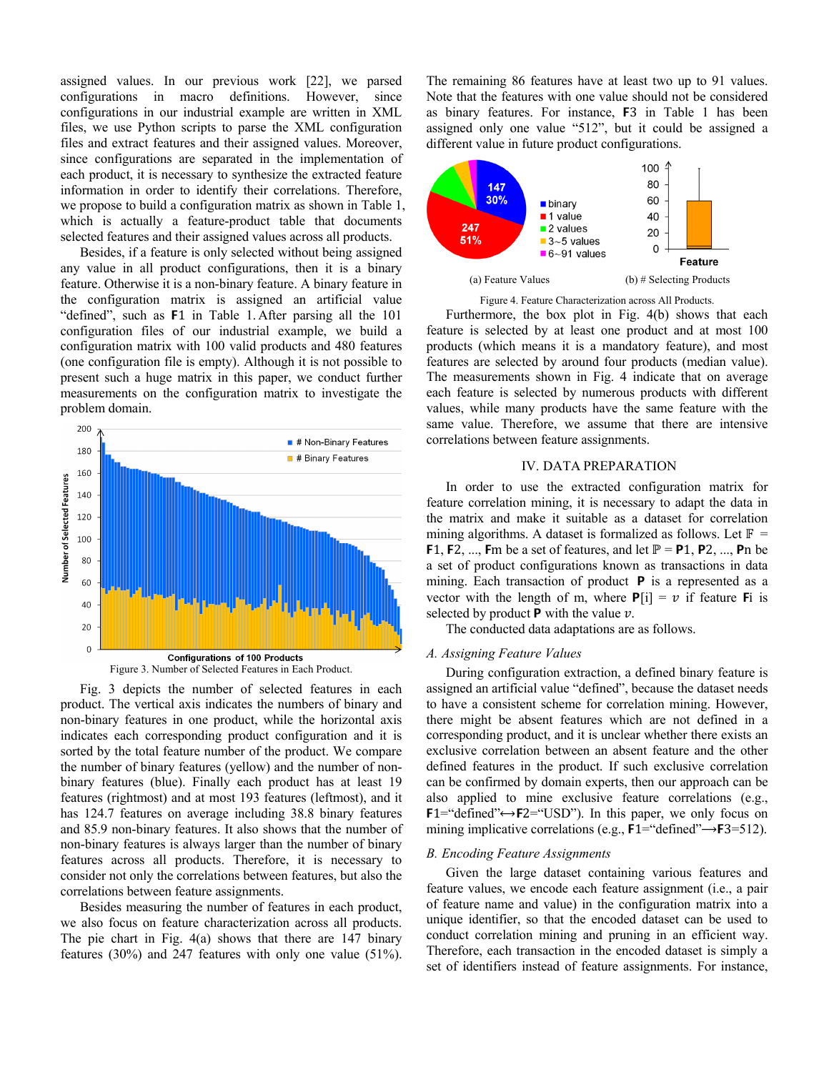assigned values. In our previous work [22], we parsed configurations in macro definitions. However, since configurations in our industrial example are written in XML files, we use Python scripts to parse the XML configuration files and extract features and their assigned values. Moreover, since configurations are separated in the implementation of each product, it is necessary to synthesize the extracted feature information in order to identify their correlations. Therefore, we propose to build a configuration matrix as shown in Table 1, which is actually a feature-product table that documents selected features and their assigned values across all products.

Besides, if a feature is only selected without being assigned any value in all product configurations, then it is a binary feature. Otherwise it is a non-binary feature. A binary feature in the configuration matrix is assigned an artificial value "defined", such as **F**1 in Table 1. After parsing all the 101 configuration files of our industrial example, we build a configuration matrix with 100 valid products and 480 features (one configuration file is empty). Although it is not possible to present such a huge matrix in this paper, we conduct further measurements on the configuration matrix to investigate the problem domain.

Figure 3. Number of Selected Features in Each Product.

Fig. 3 depicts the number of selected features in each product. The vertical axis indicates the numbers of binary and non-binary features in one product, while the horizontal axis indicates each corresponding product configuration and it is sorted by the total feature number of the product. We compare the number of binary features (yellow) and the number of non-binary features (blue). Finally each product has at least 19 features (rightmost) and at most 193 features (leftmost), and it has 124.7 features on average including 38.8 binary features and 85.9 non-binary features. It also shows that the number of non-binary features is always larger than the number of binary features across all products. Therefore, it is necessary to consider not only the correlations between features, but also the correlations between feature assignments.

Besides measuring the number of features in each product, we also focus on feature characterization across all products. The pie chart in Fig. 4(a) shows that there are 147 binary features (30%) and 247 features with only one value (51%). The remaining 86 features have at least two up to 91 values. Note that the features with one value should not be considered as binary features. For instance, **F**3 in Table 1 has been assigned only one value "512", but it could be assigned a different value in future product configurations.

(a) Feature Values (b) # Selecting Products

Figure 4. Feature Characterization across All Products.

Furthermore, the box plot in Fig. 4(b) shows that each feature is selected by at least one product and at most 100 products (which means it is a mandatory feature), and most features are selected by around four products (median value). The measurements shown in Fig. 4 indicate that on average each feature is selected by numerous products with different values, while many products have the same feature with the same value. Therefore, we assume that there are intensive correlations between feature assignments.

## IV. DATA PREPARATION

In order to use the extracted configuration matrix for feature correlation mining, it is necessary to adapt the data in the matrix and make it suitable as a dataset for correlation mining algorithms. A dataset is formalized as follows. Let $\mathbb{F}$ = **F**1, **F**2, ..., **F**m be a set of features, and let $\mathbb{P}$ = **P**1, **P**2, ..., **P**n be a set of product configurations known as transactions in data mining. Each transaction of product **P** is a represented as a vector with the length of m, where **P**[i] = $v$ if feature **Fi** is selected by product **P** with the value $v$.

The conducted data adaptations are as follows.

### *A. Assigning Feature Values*

During configuration extraction, a defined binary feature is assigned an artificial value "defined", because the dataset needs to have a consistent scheme for correlation mining. However, there might be absent features which are not defined in a corresponding product, and it is unclear whether there exists an exclusive correlation between an absent feature and the other defined features in the product. If such exclusive correlation can be confirmed by domain experts, then our approach can be also applied to mine exclusive feature correlations (e.g., **F**1="defined"⟷**F**2="USD"). In this paper, we only focus on mining implicative correlations (e.g., **F**1="defined"⟶**F**3=512).

### *B. Encoding Feature Assignments*

Given the large dataset containing various features and feature values, we encode each feature assignment (i.e., a pair of feature name and value) in the configuration matrix into a unique identifier, so that the encoded dataset can be used to conduct correlation mining and pruning in an efficient way. Therefore, each transaction in the encoded dataset is simply a set of identifiers instead of feature assignments. For instance,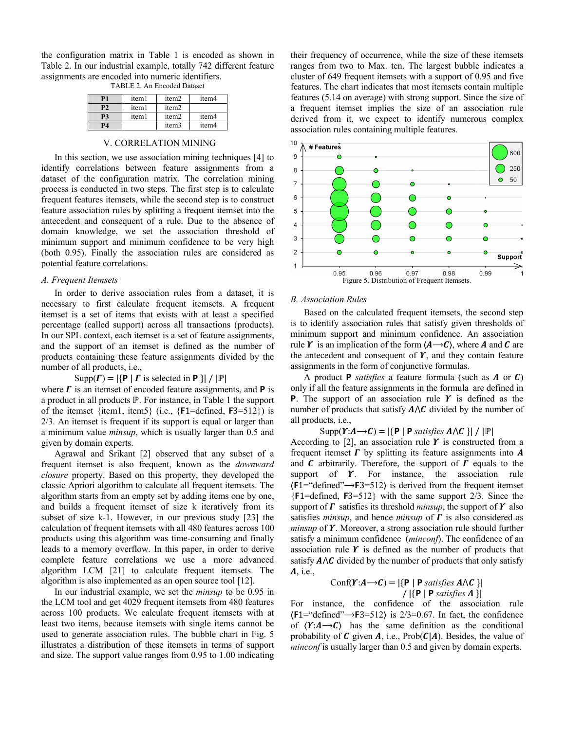the configuration matrix in Table 1 is encoded as shown in Table 2. In our industrial example, totally 742 different feature assignments are encoded into numeric identifiers.

TABLE 2. An Encoded Dataset

| | | | |
|---|---|---|---|
| **P1** | item1 | item2 | item4 |
| **P2** | item1 | item2 | |
| **P3** | item1 | item2 | item4 |
| **P4** | | item3 | item4 |

## V. CORRELATION MINING

In this section, we use association mining techniques [4] to identify correlations between feature assignments from a dataset of the configuration matrix. The correlation mining process is conducted in two steps. The first step is to calculate frequent features itemsets, while the second step is to construct feature association rules by splitting a frequent itemset into the antecedent and consequent of a rule. Due to the absence of domain knowledge, we set the association threshold of minimum support and minimum confidence to be very high (both 0.95). Finally the association rules are considered as potential feature correlations.

### *A. Frequent Itemsets*

In order to derive association rules from a dataset, it is necessary to first calculate frequent itemsets. A frequent itemset is a set of items that exists with at least a specified percentage (called support) across all transactions (products). In our SPL context, each itemset is a set of feature assignments, and the support of an itemset is defined as the number of products containing these feature assignments divided by the number of all products, i.e.,

$$\text{Supp}(\boldsymbol{\Gamma}) = |\{\mathbf{P} \mid \boldsymbol{\Gamma} \text{ is selected in } \mathbf{P}\}| \;/\; |\mathbb{P}|$$

where $\boldsymbol{\Gamma}$ is an itemset of encoded feature assignments, and $\mathbf{P}$ is a product in all products $\mathbb{P}$. For instance, in Table 1 the support of the itemset {item1, item5} (i.e., {**F**1=defined, **F**3=512}) is 2/3. An itemset is frequent if its support is equal or larger than a minimum value *minsup*, which is usually larger than 0.5 and given by domain experts.

Agrawal and Srikant [2] observed that any subset of a frequent itemset is also frequent, known as the *downward closure* property. Based on this property, they developed the classic Apriori algorithm to calculate all frequent itemsets. The algorithm starts from an empty set by adding items one by one, and builds a frequent itemset of size k iteratively from its subset of size k-1. However, in our previous study [23] the calculation of frequent itemsets with all 480 features across 100 products using this algorithm was time-consuming and finally leads to a memory overflow. In this paper, in order to derive complete feature correlations we use a more advanced algorithm LCM [21] to calculate frequent itemsets. The algorithm is also implemented as an open source tool [12].

In our industrial example, we set the *minsup* to be 0.95 in the LCM tool and get 4029 frequent itemsets from 480 features across 100 products. We calculate frequent itemsets with at least two items, because itemsets with single items cannot be used to generate association rules. The bubble chart in Fig. 5 illustrates a distribution of these itemsets in terms of support and size. The support value ranges from 0.95 to 1.00 indicating their frequency of occurrence, while the size of these itemsets ranges from two to Max. ten. The largest bubble indicates a cluster of 649 frequent itemsets with a support of 0.95 and five features. The chart indicates that most itemsets contain multiple features (5.14 on average) with strong support. Since the size of a frequent itemset implies the size of an association rule derived from it, we expect to identify numerous complex association rules containing multiple features.

Figure 5. Distribution of Frequent Itemsets.

### *B. Association Rules*

Based on the calculated frequent itemsets, the second step is to identify association rules that satisfy given thresholds of minimum support and minimum confidence. An association rule $\boldsymbol{\Upsilon}$ is an implication of the form $\langle \boldsymbol{A} \longrightarrow \boldsymbol{C} \rangle$, where $\boldsymbol{A}$ and $\boldsymbol{C}$ are the antecedent and consequent of $\boldsymbol{\Upsilon}$, and they contain feature assignments in the form of conjunctive formulas.

A product $\mathbf{P}$ *satisfies* a feature formula (such as $\boldsymbol{A}$ or $\boldsymbol{C}$) only if all the feature assignments in the formula are defined in $\mathbf{P}$. The support of an association rule $\boldsymbol{\Upsilon}$ is defined as the number of products that satisfy $\boldsymbol{A} \wedge \boldsymbol{C}$ divided by the number of all products, i.e.,

$$\text{Supp}(\boldsymbol{\Upsilon}{:}\boldsymbol{A} \longrightarrow \boldsymbol{C}) = |\{\mathbf{P} \mid \mathbf{P} \textit{ satisfies } \boldsymbol{A} \wedge \boldsymbol{C}\}| \;/\; |\mathbb{P}|$$

According to [2], an association rule $\boldsymbol{\Upsilon}$ is constructed from a frequent itemset $\boldsymbol{\Gamma}$ by splitting its feature assignments into $\boldsymbol{A}$ and $\boldsymbol{C}$ arbitrarily. Therefore, the support of $\boldsymbol{\Gamma}$ equals to the support of $\boldsymbol{\Upsilon}$. For instance, the association rule ⟨**F**1="defined"⟶**F**3=512⟩ is derived from the frequent itemset {**F**1=defined, **F**3=512} with the same support 2/3. Since the support of $\boldsymbol{\Gamma}$ satisfies its threshold *minsup*, the support of $\boldsymbol{\Upsilon}$ also satisfies *minsup*, and hence *minsup* of $\boldsymbol{\Gamma}$ is also considered as *minsup* of $\boldsymbol{\Upsilon}$. Moreover, a strong association rule should further satisfy a minimum confidence (*minconf*). The confidence of an association rule $\boldsymbol{\Upsilon}$ is defined as the number of products that satisfy $\boldsymbol{A} \wedge \boldsymbol{C}$ divided by the number of products that only satisfy $\boldsymbol{A}$, i.e.,

$$\text{Conf}(\boldsymbol{\Upsilon}{:}\boldsymbol{A} \longrightarrow \boldsymbol{C}) = |\{\mathbf{P} \mid \mathbf{P} \textit{ satisfies } \boldsymbol{A} \wedge \boldsymbol{C}\}| \;/\; |\{\mathbf{P} \mid \mathbf{P} \textit{ satisfies } \boldsymbol{A}\}|$$

For instance, the confidence of the association rule ⟨**F**1="defined"⟶**F**3=512⟩ is 2/3=0.67. In fact, the confidence of $\langle \boldsymbol{\Upsilon}{:}\boldsymbol{A} \longrightarrow \boldsymbol{C} \rangle$ has the same definition as the conditional probability of $\boldsymbol{C}$ given $\boldsymbol{A}$, i.e., $\text{Prob}(\boldsymbol{C}|\boldsymbol{A})$. Besides, the value of *minconf* is usually larger than 0.5 and given by domain experts.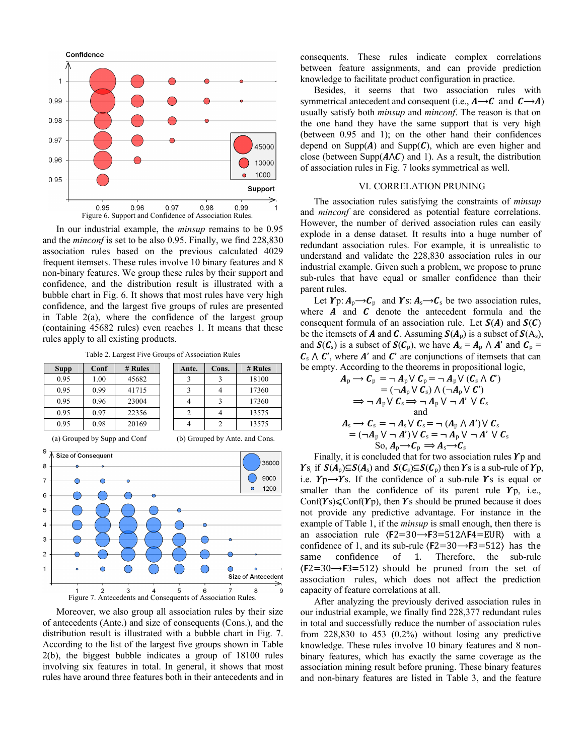Figure 6. Support and Confidence of Association Rules.

In our industrial example, the *minsup* remains to be 0.95 and the *minconf* is set to be also 0.95. Finally, we find 228,830 association rules based on the previous calculated 4029 frequent itemsets. These rules involve 10 binary features and 8 non-binary features. We group these rules by their support and confidence, and the distribution result is illustrated with a bubble chart in Fig. 6. It shows that most rules have very high confidence, and the largest five groups of rules are presented in Table 2(a), where the confidence of the largest group (containing 45682 rules) even reaches 1. It means that these rules apply to all existing products.

Table 2. Largest Five Groups of Association Rules

| Supp | Conf | # Rules |
|---|---|---|
| 0.95 | 1.00 | 45682 |
| 0.95 | 0.99 | 41715 |
| 0.95 | 0.96 | 23004 |
| 0.95 | 0.97 | 22356 |
| 0.95 | 0.98 | 20169 |

(a) Grouped by Supp and Conf

| Ante. | Cons. | # Rules |
|---|---|---|
| 3 | 3 | 18100 |
| 3 | 4 | 17360 |
| 4 | 3 | 17360 |
| 2 | 4 | 13575 |
| 4 | 2 | 13575 |

(b) Grouped by Ante. and Cons.

Figure 7. Antecedents and Consequents of Association Rules.

Moreover, we also group all association rules by their size of antecedents (Ante.) and size of consequents (Cons.), and the distribution result is illustrated with a bubble chart in Fig. 7. According to the list of the largest five groups shown in Table 2(b), the biggest bubble indicates a group of 18100 rules involving six features in total. In general, it shows that most rules have around three features both in their antecedents and in consequents. These rules indicate complex correlations between feature assignments, and can provide prediction knowledge to facilitate product configuration in practice.

Besides, it seems that two association rules with symmetrical antecedent and consequent (i.e., $\boldsymbol{A}\longrightarrow\boldsymbol{C}$ and $\boldsymbol{C}\longrightarrow\boldsymbol{A}$) usually satisfy both *minsup* and *minconf*. The reason is that on the one hand they have the same support that is very high (between 0.95 and 1); on the other hand their confidences depend on Supp($\boldsymbol{A}$) and Supp($\boldsymbol{C}$), which are even higher and close (between Supp($\boldsymbol{A}\wedge\boldsymbol{C}$) and 1). As a result, the distribution of association rules in Fig. 7 looks symmetrical as well.

## VI. CORRELATION PRUNING

The association rules satisfying the constraints of *minsup* and *minconf* are considered as potential feature correlations. However, the number of derived association rules can easily explode in a dense dataset. It results into a huge number of redundant association rules. For example, it is unrealistic to understand and validate the 228,830 association rules in our industrial example. Given such a problem, we propose to prune sub-rules that have equal or smaller confidence than their parent rules.

Let $\boldsymbol{\Upsilon}$p: $\boldsymbol{A}_{\mathrm{p}}\longrightarrow\boldsymbol{C}_{\mathrm{p}}$ and $\boldsymbol{\Upsilon}$s: $\boldsymbol{A}_{\mathrm{s}}\longrightarrow\boldsymbol{C}_{\mathrm{s}}$ be two association rules, where $\boldsymbol{A}$ and $\boldsymbol{C}$ denote the antecedent formula and the consequent formula of an association rule. Let $\boldsymbol{S}(\boldsymbol{A})$ and $\boldsymbol{S}(\boldsymbol{C})$ be the itemsets of $\boldsymbol{A}$ and $\boldsymbol{C}$. Assuming $\boldsymbol{S}(\boldsymbol{A}_{\mathrm{p}})$ is a subset of $\boldsymbol{S}(\mathrm{A}_{\mathrm{s}})$, and $\boldsymbol{S}(\boldsymbol{C}_{\mathrm{s}})$ is a subset of $\boldsymbol{S}(\boldsymbol{C}_{\mathrm{p}})$, we have $\boldsymbol{A}_{\mathrm{s}} = \boldsymbol{A}_{\mathrm{p}} \wedge \boldsymbol{A}'$ and $\boldsymbol{C}_{\mathrm{p}} = \boldsymbol{C}_{\mathrm{s}} \wedge \boldsymbol{C}'$, where $\boldsymbol{A}'$ and $\boldsymbol{C}'$ are conjunctions of itemsets that can be empty. According to the theorems in propositional logic,

$$\begin{aligned}\boldsymbol{A}_{\mathrm{p}} \longrightarrow \boldsymbol{C}_{\mathrm{p}} &= \neg\boldsymbol{A}_{\mathrm{p}} \vee \boldsymbol{C}_{\mathrm{p}} = \neg\boldsymbol{A}_{\mathrm{p}} \vee (\boldsymbol{C}_{\mathrm{s}} \wedge \boldsymbol{C}') \\ &= (\neg\boldsymbol{A}_{\mathrm{p}} \vee \boldsymbol{C}_{\mathrm{s}}) \wedge (\neg\boldsymbol{A}_{\mathrm{p}} \vee \boldsymbol{C}') \\ &\Rightarrow \neg\boldsymbol{A}_{\mathrm{p}} \vee \boldsymbol{C}_{\mathrm{s}} \Rightarrow \neg\boldsymbol{A}_{\mathrm{p}} \vee \neg\boldsymbol{A}' \vee \boldsymbol{C}_{\mathrm{s}}\end{aligned}$$

and

$$\begin{aligned}\boldsymbol{A}_{\mathrm{s}} \longrightarrow \boldsymbol{C}_{\mathrm{s}} &= \neg\boldsymbol{A}_{\mathrm{s}} \vee \boldsymbol{C}_{\mathrm{s}} = \neg(\boldsymbol{A}_{\mathrm{p}} \wedge \boldsymbol{A}') \vee \boldsymbol{C}_{\mathrm{s}} \\ &= (\neg\boldsymbol{A}_{\mathrm{p}} \vee \neg\boldsymbol{A}') \vee \boldsymbol{C}_{\mathrm{s}} = \neg\boldsymbol{A}_{\mathrm{p}} \vee \neg\boldsymbol{A}' \vee \boldsymbol{C}_{\mathrm{s}}\end{aligned}$$

$$\text{So, } \boldsymbol{A}_{\mathrm{p}}\longrightarrow\boldsymbol{C}_{\mathrm{p}} \Rightarrow \boldsymbol{A}_{\mathrm{s}}\longrightarrow\boldsymbol{C}_{\mathrm{s}}$$

Finally, it is concluded that for two association rules $\boldsymbol{\Upsilon}$p and $\boldsymbol{\Upsilon}$s, if $\boldsymbol{S}(\boldsymbol{A}_{\mathrm{p}})\subseteq\boldsymbol{S}(\boldsymbol{A}_{\mathrm{s}})$ and $\boldsymbol{S}(\boldsymbol{C}_{\mathrm{s}})\subseteq\boldsymbol{S}(\boldsymbol{C}_{\mathrm{p}})$ then $\boldsymbol{\Upsilon}$s is a sub-rule of $\boldsymbol{\Upsilon}$p, i.e. $\boldsymbol{\Upsilon}$p$\longrightarrow\boldsymbol{\Upsilon}$s. If the confidence of a sub-rule $\boldsymbol{\Upsilon}$s is equal or smaller than the confidence of its parent rule $\boldsymbol{\Upsilon}$p, i.e., Conf($\boldsymbol{\Upsilon}$s)$\leqslant$Conf($\boldsymbol{\Upsilon}$p), then $\boldsymbol{\Upsilon}$s should be pruned because it does not provide any predictive advantage. For instance in the example of Table 1, if the *minsup* is small enough, then there is an association rule ⟨F2=30⟶F3=512∧F4=EUR⟩ with a confidence of 1, and its sub-rule ⟨F2=30⟶F3=512⟩ has the same confidence of 1. Therefore, the sub-rule ⟨F2=30⟶F3=512⟩ should be pruned from the set of association rules, which does not affect the prediction capacity of feature correlations at all.

After analyzing the previously derived association rules in our industrial example, we finally find 228,377 redundant rules in total and successfully reduce the number of association rules from 228,830 to 453 (0.2%) without losing any predictive knowledge. These rules involve 10 binary features and 8 non-binary features, which has exactly the same coverage as the association mining result before pruning. These binary features and non-binary features are listed in Table 3, and the feature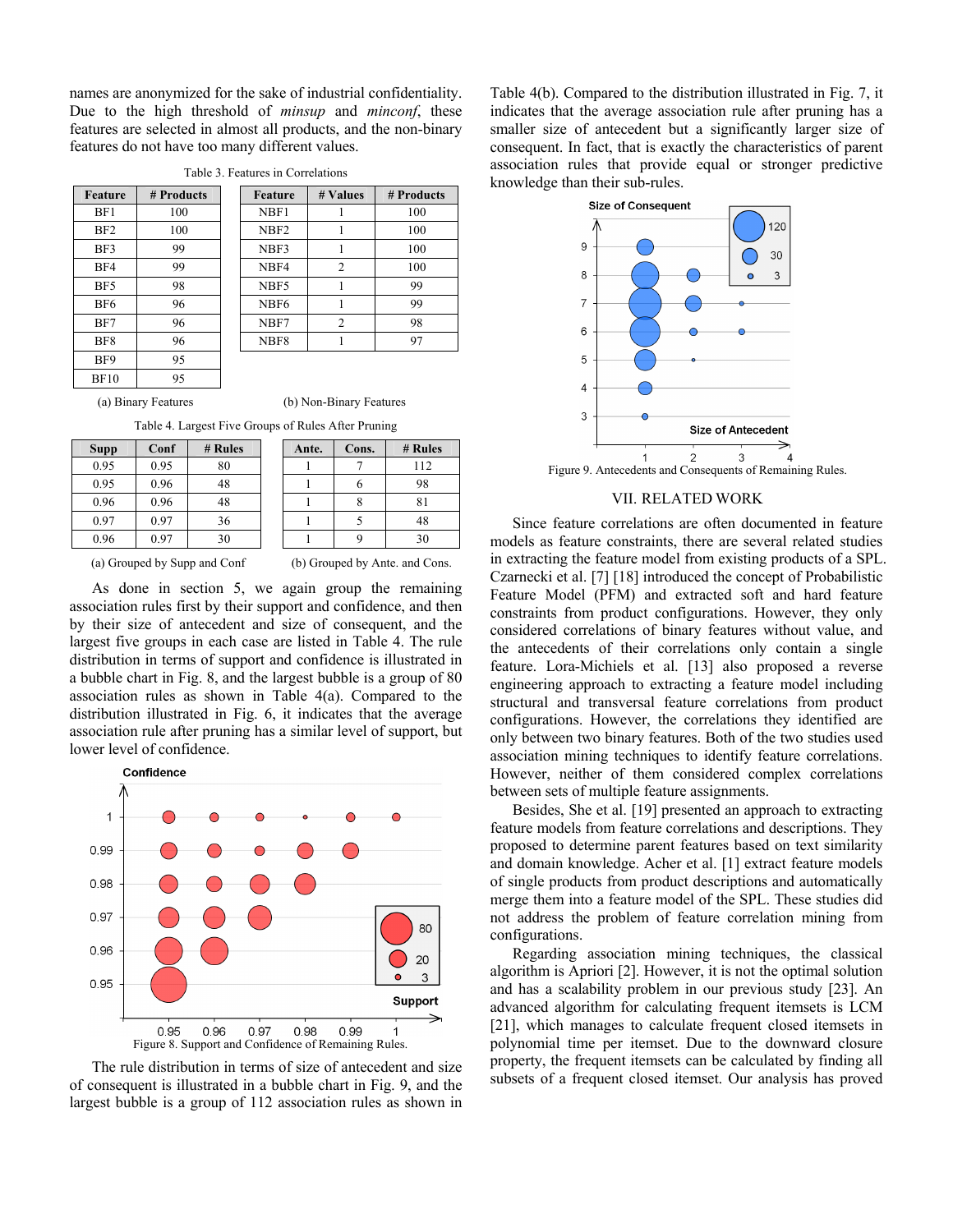names are anonymized for the sake of industrial confidentiality. Due to the high threshold of *minsup* and *minconf*, these features are selected in almost all products, and the non-binary features do not have too many different values.

Table 3. Features in Correlations

| Feature | # Products |
|---|---|
| BF1 | 100 |
| BF2 | 100 |
| BF3 | 99 |
| BF4 | 99 |
| BF5 | 98 |
| BF6 | 96 |
| BF7 | 96 |
| BF8 | 96 |
| BF9 | 95 |
| BF10 | 95 |

(a) Binary Features

| Feature | # Values | # Products |
|---|---|---|
| NBF1 | 1 | 100 |
| NBF2 | 1 | 100 |
| NBF3 | 1 | 100 |
| NBF4 | 2 | 100 |
| NBF5 | 1 | 99 |
| NBF6 | 1 | 99 |
| NBF7 | 2 | 98 |
| NBF8 | 1 | 97 |

(b) Non-Binary Features

Table 4. Largest Five Groups of Rules After Pruning

| Supp | Conf | # Rules |
|---|---|---|
| 0.95 | 0.95 | 80 |
| 0.95 | 0.96 | 48 |
| 0.96 | 0.96 | 48 |
| 0.97 | 0.97 | 36 |
| 0.96 | 0.97 | 30 |

(a) Grouped by Supp and Conf

| Ante. | Cons. | # Rules |
|---|---|---|
| 1 | 7 | 112 |
| 1 | 6 | 98 |
| 1 | 8 | 81 |
| 1 | 5 | 48 |
| 1 | 9 | 30 |

(b) Grouped by Ante. and Cons.

As done in section 5, we again group the remaining association rules first by their support and confidence, and then by their size of antecedent and size of consequent, and the largest five groups in each case are listed in Table 4. The rule distribution in terms of support and confidence is illustrated in a bubble chart in Fig. 8, and the largest bubble is a group of 80 association rules as shown in Table 4(a). Compared to the distribution illustrated in Fig. 6, it indicates that the average association rule after pruning has a similar level of support, but lower level of confidence.

Figure 8. Support and Confidence of Remaining Rules.

The rule distribution in terms of size of antecedent and size of consequent is illustrated in a bubble chart in Fig. 9, and the largest bubble is a group of 112 association rules as shown in Table 4(b). Compared to the distribution illustrated in Fig. 7, it indicates that the average association rule after pruning has a smaller size of antecedent but a significantly larger size of consequent. In fact, that is exactly the characteristics of parent association rules that provide equal or stronger predictive knowledge than their sub-rules.

Figure 9. Antecedents and Consequents of Remaining Rules.

## VII. RELATED WORK

Since feature correlations are often documented in feature models as feature constraints, there are several related studies in extracting the feature model from existing products of a SPL. Czarnecki et al. [7] [18] introduced the concept of Probabilistic Feature Model (PFM) and extracted soft and hard feature constraints from product configurations. However, they only considered correlations of binary features without value, and the antecedents of their correlations only contain a single feature. Lora-Michiels et al. [13] also proposed a reverse engineering approach to extracting a feature model including structural and transversal feature correlations from product configurations. However, the correlations they identified are only between two binary features. Both of the two studies used association mining techniques to identify feature correlations. However, neither of them considered complex correlations between sets of multiple feature assignments.

Besides, She et al. [19] presented an approach to extracting feature models from feature correlations and descriptions. They proposed to determine parent features based on text similarity and domain knowledge. Acher et al. [1] extract feature models of single products from product descriptions and automatically merge them into a feature model of the SPL. These studies did not address the problem of feature correlation mining from configurations.

Regarding association mining techniques, the classical algorithm is Apriori [2]. However, it is not the optimal solution and has a scalability problem in our previous study [23]. An advanced algorithm for calculating frequent itemsets is LCM [21], which manages to calculate frequent closed itemsets in polynomial time per itemset. Due to the downward closure property, the frequent itemsets can be calculated by finding all subsets of a frequent closed itemset. Our analysis has proved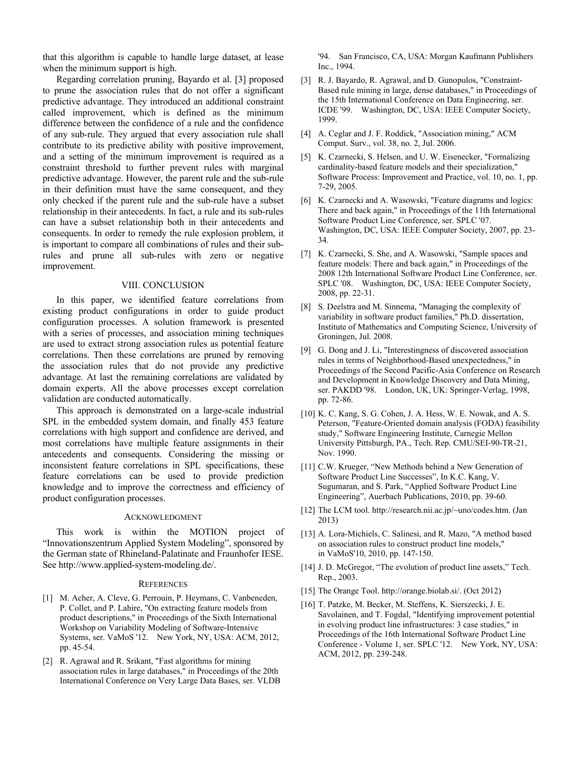that this algorithm is capable to handle large dataset, at lease when the minimum support is high.

Regarding correlation pruning, Bayardo et al. [3] proposed to prune the association rules that do not offer a significant predictive advantage. They introduced an additional constraint called improvement, which is defined as the minimum difference between the confidence of a rule and the confidence of any sub-rule. They argued that every association rule shall contribute to its predictive ability with positive improvement, and a setting of the minimum improvement is required as a constraint threshold to further prevent rules with marginal predictive advantage. However, the parent rule and the sub-rule in their definition must have the same consequent, and they only checked if the parent rule and the sub-rule have a subset relationship in their antecedents. In fact, a rule and its sub-rules can have a subset relationship both in their antecedents and consequents. In order to remedy the rule explosion problem, it is important to compare all combinations of rules and their sub-rules and prune all sub-rules with zero or negative improvement.

## VIII. CONCLUSION

In this paper, we identified feature correlations from existing product configurations in order to guide product configuration processes. A solution framework is presented with a series of processes, and association mining techniques are used to extract strong association rules as potential feature correlations. Then these correlations are pruned by removing the association rules that do not provide any predictive advantage. At last the remaining correlations are validated by domain experts. All the above processes except correlation validation are conducted automatically.

This approach is demonstrated on a large-scale industrial SPL in the embedded system domain, and finally 453 feature correlations with high support and confidence are derived, and most correlations have multiple feature assignments in their antecedents and consequents. Considering the missing or inconsistent feature correlations in SPL specifications, these feature correlations can be used to provide prediction knowledge and to improve the correctness and efficiency of product configuration processes.

## ACKNOWLEDGMENT

This work is within the MOTION project of "Innovationszentrum Applied System Modeling", sponsored by the German state of Rhineland-Palatinate and Fraunhofer IESE. See http://www.applied-system-modeling.de/.

## REFERENCES

[1] M. Acher, A. Cleve, G. Perrouin, P. Heymans, C. Vanbeneden, P. Collet, and P. Lahire, "On extracting feature models from product descriptions," in Proceedings of the Sixth International Workshop on Variability Modeling of Software-Intensive Systems, ser. VaMoS '12. New York, NY, USA: ACM, 2012, pp. 45-54.

[2] R. Agrawal and R. Srikant, "Fast algorithms for mining association rules in large databases," in Proceedings of the 20th International Conference on Very Large Data Bases, ser. VLDB '94. San Francisco, CA, USA: Morgan Kaufmann Publishers Inc., 1994.

[3] R. J. Bayardo, R. Agrawal, and D. Gunopulos, "Constraint-Based rule mining in large, dense databases," in Proceedings of the 15th International Conference on Data Engineering, ser. ICDE '99. Washington, DC, USA: IEEE Computer Society, 1999.

[4] A. Ceglar and J. F. Roddick, "Association mining," ACM Comput. Surv., vol. 38, no. 2, Jul. 2006.

[5] K. Czarnecki, S. Helsen, and U. W. Eisenecker, "Formalizing cardinality-based feature models and their specialization," Software Process: Improvement and Practice, vol. 10, no. 1, pp. 7-29, 2005.

[6] K. Czarnecki and A. Wasowski, "Feature diagrams and logics: There and back again," in Proceedings of the 11th International Software Product Line Conference, ser. SPLC '07. Washington, DC, USA: IEEE Computer Society, 2007, pp. 23-34.

[7] K. Czarnecki, S. She, and A. Wasowski, "Sample spaces and feature models: There and back again," in Proceedings of the 2008 12th International Software Product Line Conference, ser. SPLC '08. Washington, DC, USA: IEEE Computer Society, 2008, pp. 22-31.

[8] S. Deelstra and M. Sinnema, "Managing the complexity of variability in software product families," Ph.D. dissertation, Institute of Mathematics and Computing Science, University of Groningen, Jul. 2008.

[9] G. Dong and J. Li, "Interestingness of discovered association rules in terms of Neighborhood-Based unexpectedness," in Proceedings of the Second Pacific-Asia Conference on Research and Development in Knowledge Discovery and Data Mining, ser. PAKDD '98. London, UK, UK: Springer-Verlag, 1998, pp. 72-86.

[10] K. C. Kang, S. G. Cohen, J. A. Hess, W. E. Nowak, and A. S. Peterson, "Feature-Oriented domain analysis (FODA) feasibility study," Software Engineering Institute, Carnegie Mellon University Pittsburgh, PA., Tech. Rep. CMU/SEI-90-TR-21, Nov. 1990.

[11] C.W. Krueger, "New Methods behind a New Generation of Software Product Line Successes", In K.C. Kang, V. Sugumaran, and S. Park, "Applied Software Product Line Engineering", Auerbach Publications, 2010, pp. 39-60.

[12] The LCM tool. http://research.nii.ac.jp/~uno/codes.htm. (Jan 2013)

[13] A. Lora-Michiels, C. Salinesi, and R. Mazo, "A method based on association rules to construct product line models," in VaMoS'10, 2010, pp. 147-150.

[14] J. D. McGregor, "The evolution of product line assets," Tech. Rep., 2003.

[15] The Orange Tool. http://orange.biolab.si/. (Oct 2012)

[16] T. Patzke, M. Becker, M. Steffens, K. Sierszecki, J. E. Savolainen, and T. Fogdal, "Identifying improvement potential in evolving product line infrastructures: 3 case studies," in Proceedings of the 16th International Software Product Line Conference - Volume 1, ser. SPLC '12. New York, NY, USA: ACM, 2012, pp. 239-248.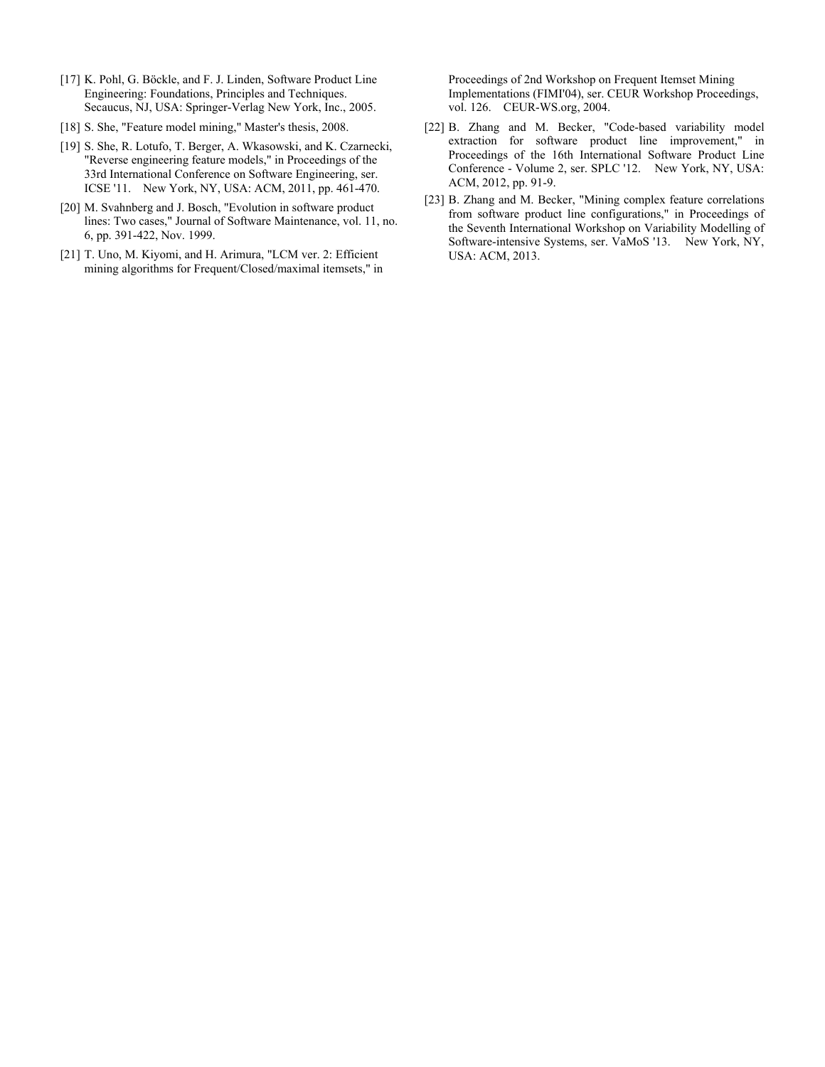[17] K. Pohl, G. Böckle, and F. J. Linden, Software Product Line Engineering: Foundations, Principles and Techniques. Secaucus, NJ, USA: Springer-Verlag New York, Inc., 2005.

[18] S. She, "Feature model mining," Master's thesis, 2008.

[19] S. She, R. Lotufo, T. Berger, A. Wkasowski, and K. Czarnecki, "Reverse engineering feature models," in Proceedings of the 33rd International Conference on Software Engineering, ser. ICSE '11. New York, NY, USA: ACM, 2011, pp. 461-470.

[20] M. Svahnberg and J. Bosch, "Evolution in software product lines: Two cases," Journal of Software Maintenance, vol. 11, no. 6, pp. 391-422, Nov. 1999.

[21] T. Uno, M. Kiyomi, and H. Arimura, "LCM ver. 2: Efficient mining algorithms for Frequent/Closed/maximal itemsets," in Proceedings of 2nd Workshop on Frequent Itemset Mining Implementations (FIMI'04), ser. CEUR Workshop Proceedings, vol. 126. CEUR-WS.org, 2004.

[22] B. Zhang and M. Becker, "Code-based variability model extraction for software product line improvement," in Proceedings of the 16th International Software Product Line Conference - Volume 2, ser. SPLC '12. New York, NY, USA: ACM, 2012, pp. 91-9.

[23] B. Zhang and M. Becker, "Mining complex feature correlations from software product line configurations," in Proceedings of the Seventh International Workshop on Variability Modelling of Software-intensive Systems, ser. VaMoS '13. New York, NY, USA: ACM, 2013.